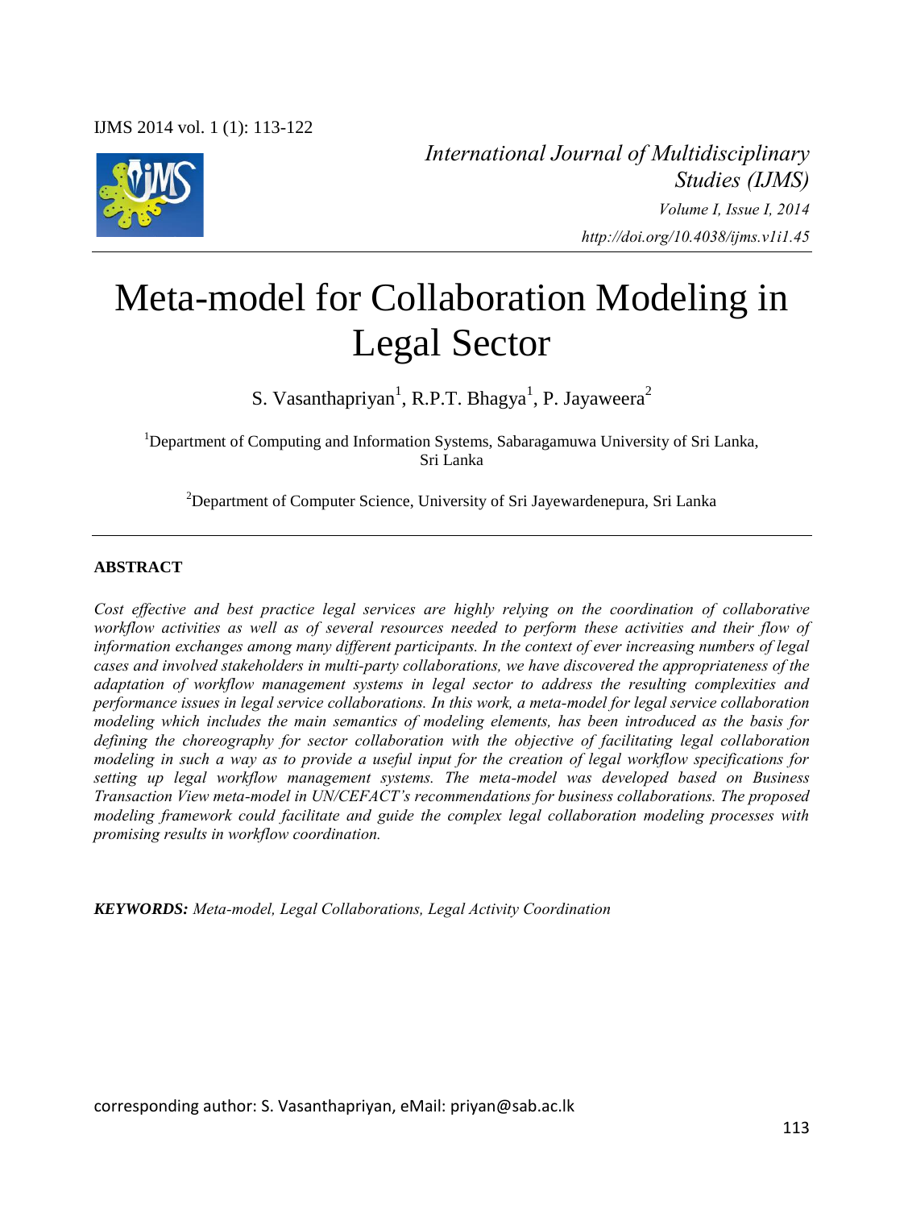*International Journal of Multidisciplinary Studies (IJMS)*
*Volume I, Issue I, 2014*
*http://doi.org/10.4038/ijms.v1i1.45*

# Meta-model for Collaboration Modeling in Legal Sector

S. Vasanthapriyan[1], R.P.T. Bhagya[1], P. Jayaweera[2]

[1]Department of Computing and Information Systems, Sabaragamuwa University of Sri Lanka, Sri Lanka

[2]Department of Computer Science, University of Sri Jayewardenepura, Sri Lanka

## ABSTRACT

*Cost effective and best practice legal services are highly relying on the coordination of collaborative workflow activities as well as of several resources needed to perform these activities and their flow of information exchanges among many different participants. In the context of ever increasing numbers of legal cases and involved stakeholders in multi-party collaborations, we have discovered the appropriateness of the adaptation of workflow management systems in legal sector to address the resulting complexities and performance issues in legal service collaborations. In this work, a meta-model for legal service collaboration modeling which includes the main semantics of modeling elements, has been introduced as the basis for defining the choreography for sector collaboration with the objective of facilitating legal collaboration modeling in such a way as to provide a useful input for the creation of legal workflow specifications for setting up legal workflow management systems. The meta-model was developed based on Business Transaction View meta-model in UN/CEFACT's recommendations for business collaborations. The proposed modeling framework could facilitate and guide the complex legal collaboration modeling processes with promising results in workflow coordination.*

***KEYWORDS:*** *Meta-model, Legal Collaborations, Legal Activity Coordination*

corresponding author: S. Vasanthapriyan, eMail: priyan@sab.ac.lk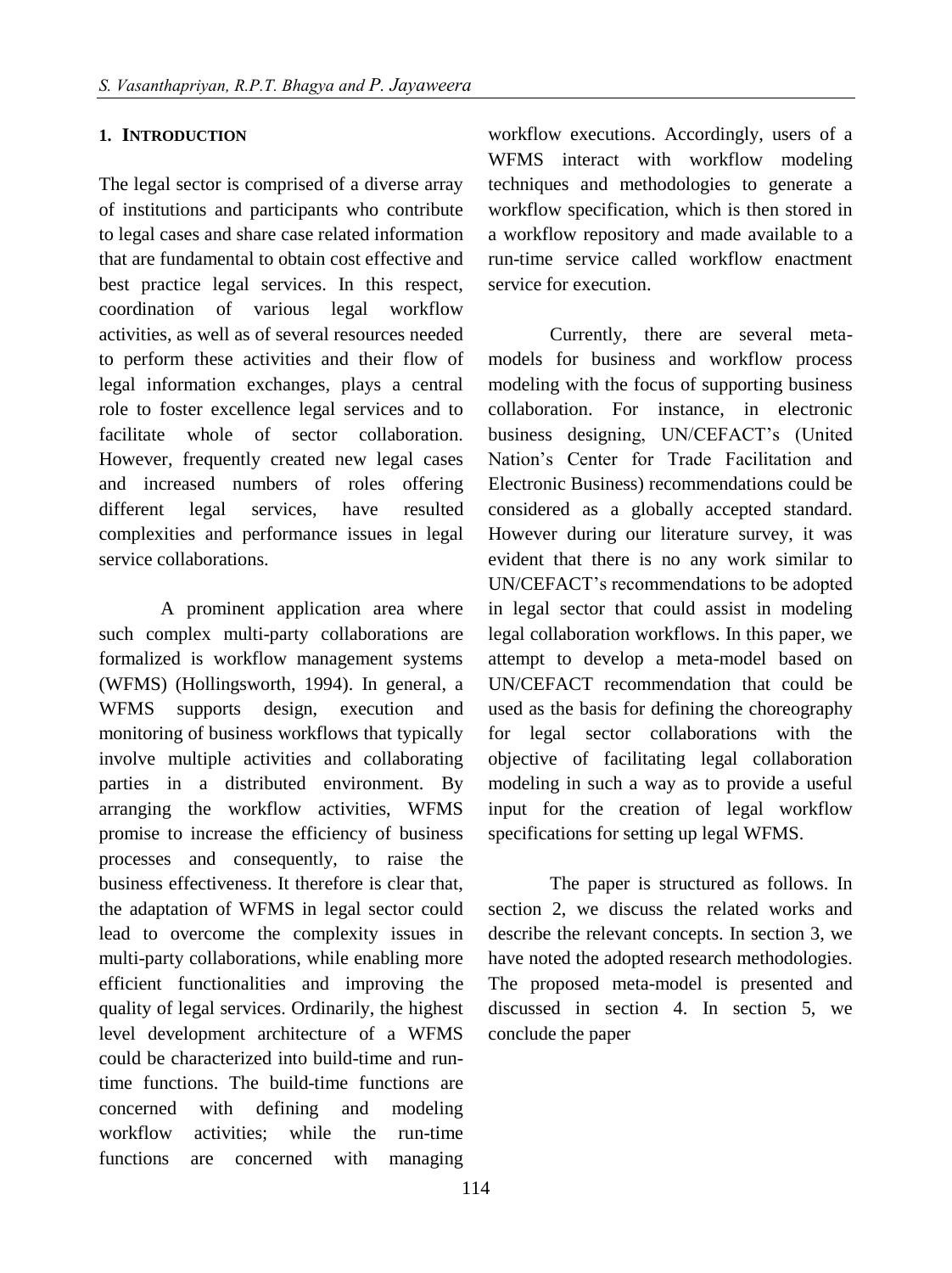## 1. INTRODUCTION

The legal sector is comprised of a diverse array of institutions and participants who contribute to legal cases and share case related information that are fundamental to obtain cost effective and best practice legal services. In this respect, coordination of various legal workflow activities, as well as of several resources needed to perform these activities and their flow of legal information exchanges, plays a central role to foster excellence legal services and to facilitate whole of sector collaboration. However, frequently created new legal cases and increased numbers of roles offering different legal services, have resulted complexities and performance issues in legal service collaborations.

A prominent application area where such complex multi-party collaborations are formalized is workflow management systems (WFMS) (Hollingsworth, 1994). In general, a WFMS supports design, execution and monitoring of business workflows that typically involve multiple activities and collaborating parties in a distributed environment. By arranging the workflow activities, WFMS promise to increase the efficiency of business processes and consequently, to raise the business effectiveness. It therefore is clear that, the adaptation of WFMS in legal sector could lead to overcome the complexity issues in multi-party collaborations, while enabling more efficient functionalities and improving the quality of legal services. Ordinarily, the highest level development architecture of a WFMS could be characterized into build-time and run-time functions. The build-time functions are concerned with defining and modeling workflow activities; while the run-time functions are concerned with managing workflow executions. Accordingly, users of a WFMS interact with workflow modeling techniques and methodologies to generate a workflow specification, which is then stored in a workflow repository and made available to a run-time service called workflow enactment service for execution.

Currently, there are several meta-models for business and workflow process modeling with the focus of supporting business collaboration. For instance, in electronic business designing, UN/CEFACT's (United Nation's Center for Trade Facilitation and Electronic Business) recommendations could be considered as a globally accepted standard. However during our literature survey, it was evident that there is no any work similar to UN/CEFACT's recommendations to be adopted in legal sector that could assist in modeling legal collaboration workflows. In this paper, we attempt to develop a meta-model based on UN/CEFACT recommendation that could be used as the basis for defining the choreography for legal sector collaborations with the objective of facilitating legal collaboration modeling in such a way as to provide a useful input for the creation of legal workflow specifications for setting up legal WFMS.

The paper is structured as follows. In section 2, we discuss the related works and describe the relevant concepts. In section 3, we have noted the adopted research methodologies. The proposed meta-model is presented and discussed in section 4. In section 5, we conclude the paper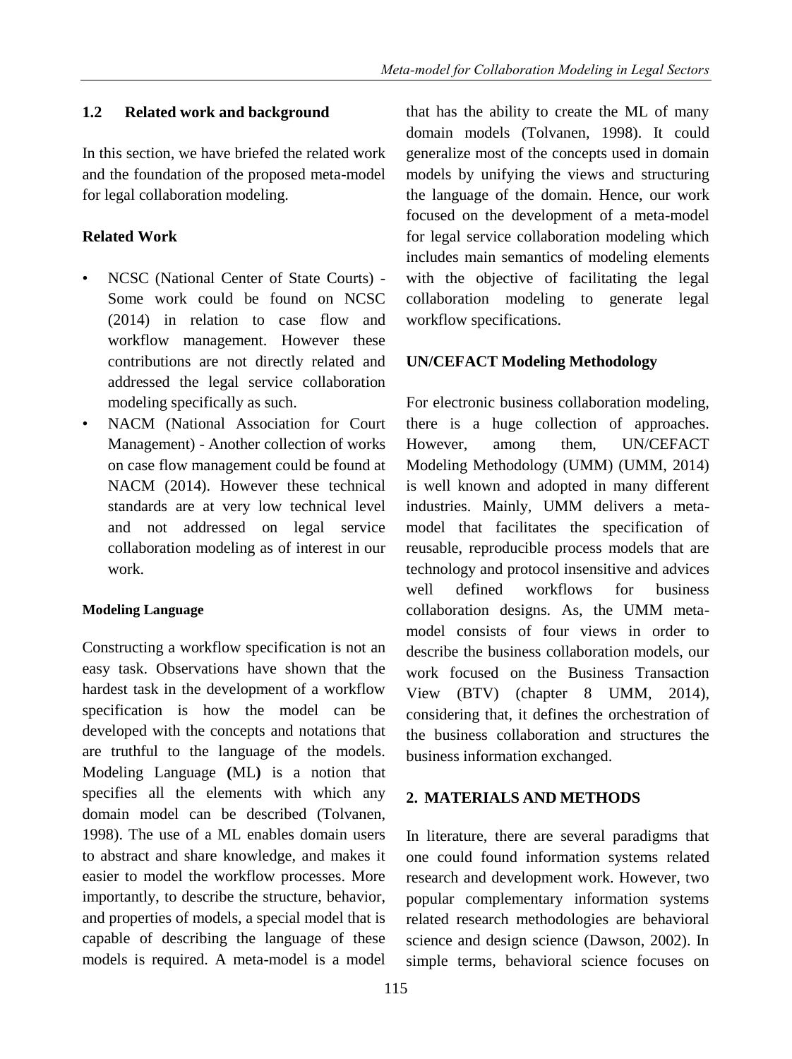## 1.2 Related work and background

In this section, we have briefed the related work and the foundation of the proposed meta-model for legal collaboration modeling.

### Related Work

- NCSC (National Center of State Courts) - Some work could be found on NCSC (2014) in relation to case flow and workflow management. However these contributions are not directly related and addressed the legal service collaboration modeling specifically as such.
- NACM (National Association for Court Management) - Another collection of works on case flow management could be found at NACM (2014). However these technical standards are at very low technical level and not addressed on legal service collaboration modeling as of interest in our work.

#### Modeling Language

Constructing a workflow specification is not an easy task. Observations have shown that the hardest task in the development of a workflow specification is how the model can be developed with the concepts and notations that are truthful to the language of the models. Modeling Language **(**ML**)** is a notion that specifies all the elements with which any domain model can be described (Tolvanen, 1998). The use of a ML enables domain users to abstract and share knowledge, and makes it easier to model the workflow processes. More importantly, to describe the structure, behavior, and properties of models, a special model that is capable of describing the language of these models is required. A meta-model is a model that has the ability to create the ML of many domain models (Tolvanen, 1998). It could generalize most of the concepts used in domain models by unifying the views and structuring the language of the domain. Hence, our work focused on the development of a meta-model for legal service collaboration modeling which includes main semantics of modeling elements with the objective of facilitating the legal collaboration modeling to generate legal workflow specifications.

### UN/CEFACT Modeling Methodology

For electronic business collaboration modeling, there is a huge collection of approaches. However, among them, UN/CEFACT Modeling Methodology (UMM) (UMM, 2014) is well known and adopted in many different industries. Mainly, UMM delivers a meta-model that facilitates the specification of reusable, reproducible process models that are technology and protocol insensitive and advices well defined workflows for business collaboration designs. As, the UMM meta-model consists of four views in order to describe the business collaboration models, our work focused on the Business Transaction View (BTV) (chapter 8 UMM, 2014), considering that, it defines the orchestration of the business collaboration and structures the business information exchanged.

## 2. MATERIALS AND METHODS

In literature, there are several paradigms that one could found information systems related research and development work. However, two popular complementary information systems related research methodologies are behavioral science and design science (Dawson, 2002). In simple terms, behavioral science focuses on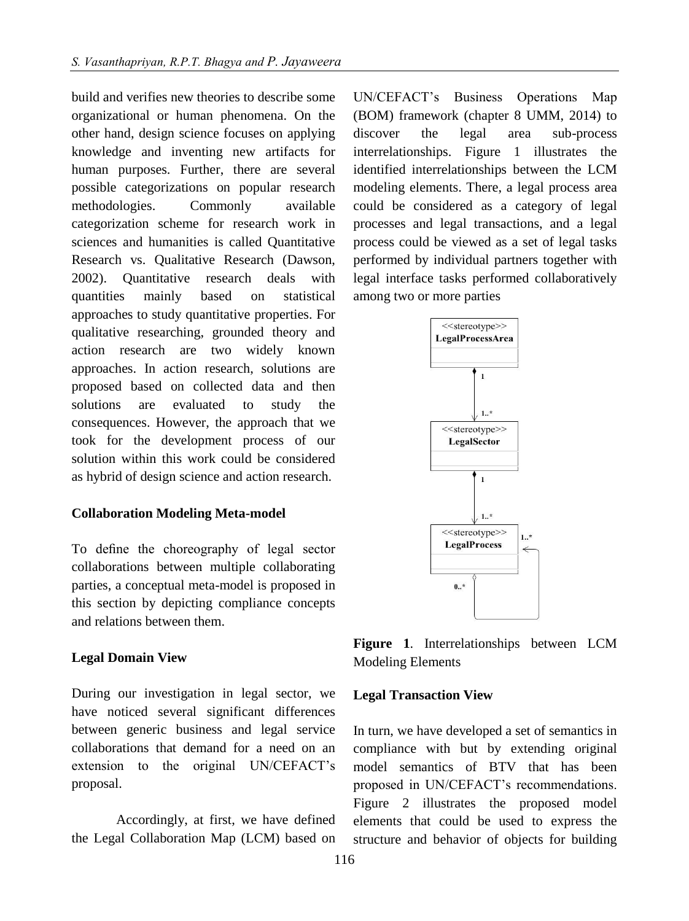build and verifies new theories to describe some organizational or human phenomena. On the other hand, design science focuses on applying knowledge and inventing new artifacts for human purposes. Further, there are several possible categorizations on popular research methodologies. Commonly available categorization scheme for research work in sciences and humanities is called Quantitative Research vs. Qualitative Research (Dawson, 2002). Quantitative research deals with quantities mainly based on statistical approaches to study quantitative properties. For qualitative researching, grounded theory and action research are two widely known approaches. In action research, solutions are proposed based on collected data and then solutions are evaluated to study the consequences. However, the approach that we took for the development process of our solution within this work could be considered as hybrid of design science and action research.

## Collaboration Modeling Meta-model

To define the choreography of legal sector collaborations between multiple collaborating parties, a conceptual meta-model is proposed in this section by depicting compliance concepts and relations between them.

### Legal Domain View

During our investigation in legal sector, we have noticed several significant differences between generic business and legal service collaborations that demand for a need on an extension to the original UN/CEFACT's proposal.

Accordingly, at first, we have defined the Legal Collaboration Map (LCM) based on UN/CEFACT's Business Operations Map (BOM) framework (chapter 8 UMM, 2014) to discover the legal area sub-process interrelationships. Figure 1 illustrates the identified interrelationships between the LCM modeling elements. There, a legal process area could be considered as a category of legal processes and legal transactions, and a legal process could be viewed as a set of legal tasks performed by individual partners together with legal interface tasks performed collaboratively among two or more parties

<<stereotype>> LegalProcessArea

1

1..*

<<stereotype>> LegalSector

1

1..*

<<stereotype>> LegalProcess

1..*

0..*

**Figure 1**. Interrelationships between LCM Modeling Elements

### Legal Transaction View

In turn, we have developed a set of semantics in compliance with but by extending original model semantics of BTV that has been proposed in UN/CEFACT's recommendations. Figure 2 illustrates the proposed model elements that could be used to express the structure and behavior of objects for building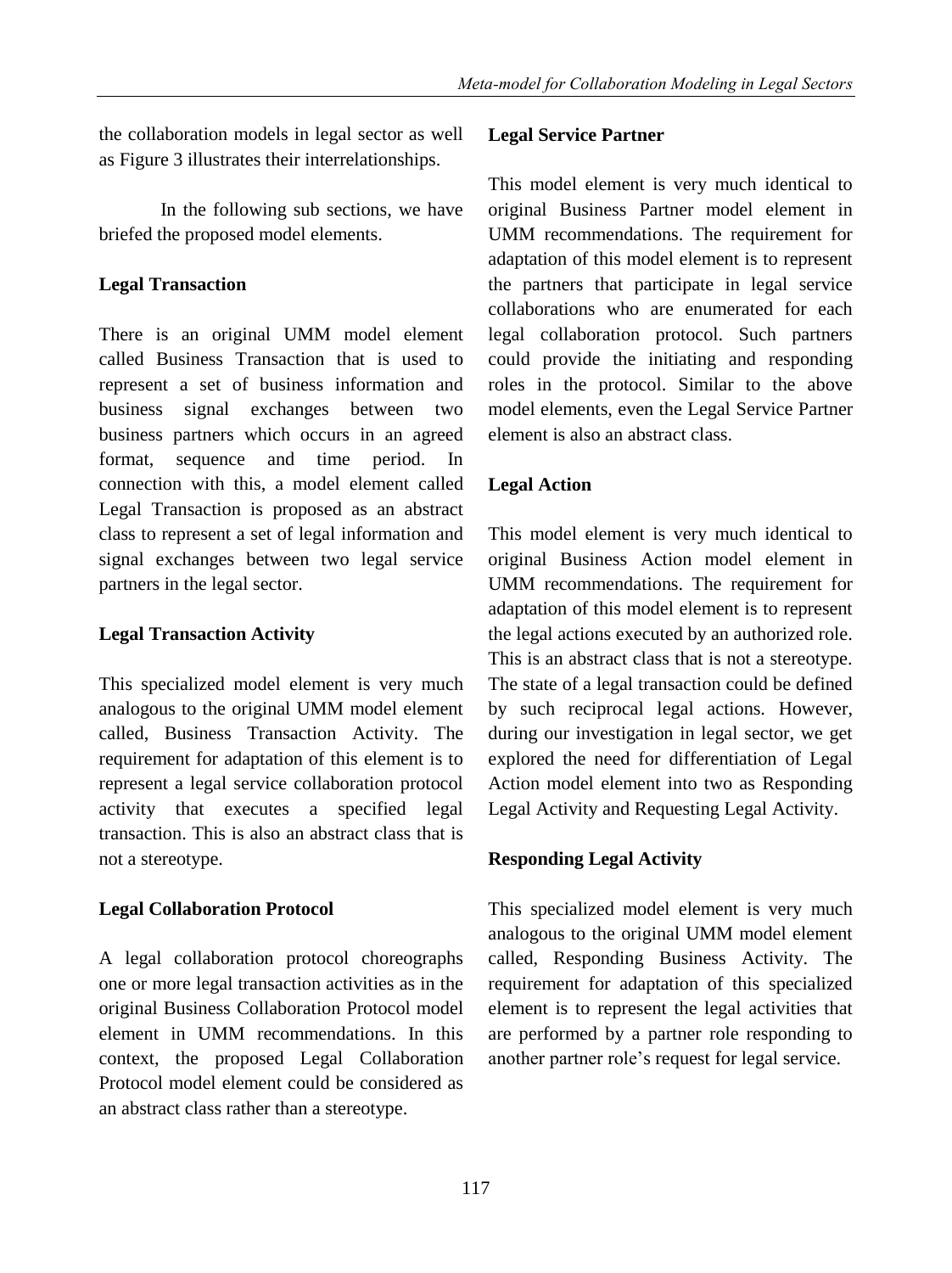the collaboration models in legal sector as well as Figure 3 illustrates their interrelationships.

In the following sub sections, we have briefed the proposed model elements.

**Legal Transaction**

There is an original UMM model element called Business Transaction that is used to represent a set of business information and business signal exchanges between two business partners which occurs in an agreed format, sequence and time period. In connection with this, a model element called Legal Transaction is proposed as an abstract class to represent a set of legal information and signal exchanges between two legal service partners in the legal sector.

**Legal Transaction Activity**

This specialized model element is very much analogous to the original UMM model element called, Business Transaction Activity. The requirement for adaptation of this element is to represent a legal service collaboration protocol activity that executes a specified legal transaction. This is also an abstract class that is not a stereotype.

**Legal Collaboration Protocol**

A legal collaboration protocol choreographs one or more legal transaction activities as in the original Business Collaboration Protocol model element in UMM recommendations. In this context, the proposed Legal Collaboration Protocol model element could be considered as an abstract class rather than a stereotype.

**Legal Service Partner**

This model element is very much identical to original Business Partner model element in UMM recommendations. The requirement for adaptation of this model element is to represent the partners that participate in legal service collaborations who are enumerated for each legal collaboration protocol. Such partners could provide the initiating and responding roles in the protocol. Similar to the above model elements, even the Legal Service Partner element is also an abstract class.

**Legal Action**

This model element is very much identical to original Business Action model element in UMM recommendations. The requirement for adaptation of this model element is to represent the legal actions executed by an authorized role. This is an abstract class that is not a stereotype. The state of a legal transaction could be defined by such reciprocal legal actions. However, during our investigation in legal sector, we get explored the need for differentiation of Legal Action model element into two as Responding Legal Activity and Requesting Legal Activity.

**Responding Legal Activity**

This specialized model element is very much analogous to the original UMM model element called, Responding Business Activity. The requirement for adaptation of this specialized element is to represent the legal activities that are performed by a partner role responding to another partner role's request for legal service.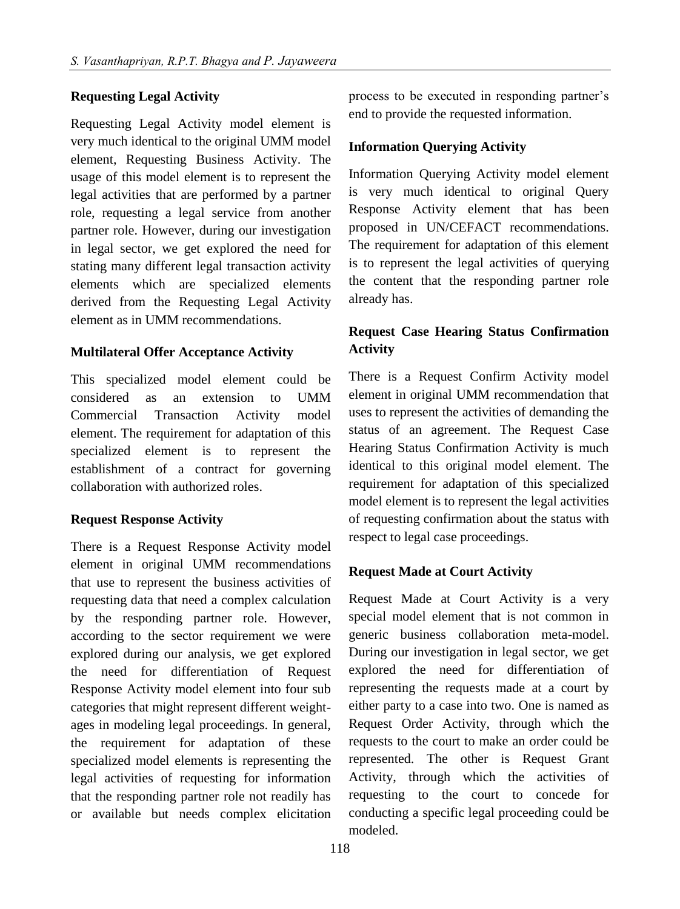#### Requesting Legal Activity

Requesting Legal Activity model element is very much identical to the original UMM model element, Requesting Business Activity. The usage of this model element is to represent the legal activities that are performed by a partner role, requesting a legal service from another partner role. However, during our investigation in legal sector, we get explored the need for stating many different legal transaction activity elements which are specialized elements derived from the Requesting Legal Activity element as in UMM recommendations.

#### Multilateral Offer Acceptance Activity

This specialized model element could be considered as an extension to UMM Commercial Transaction Activity model element. The requirement for adaptation of this specialized element is to represent the establishment of a contract for governing collaboration with authorized roles.

#### Request Response Activity

There is a Request Response Activity model element in original UMM recommendations that use to represent the business activities of requesting data that need a complex calculation by the responding partner role. However, according to the sector requirement we were explored during our analysis, we get explored the need for differentiation of Request Response Activity model element into four sub categories that might represent different weight-ages in modeling legal proceedings. In general, the requirement for adaptation of these specialized model elements is representing the legal activities of requesting for information that the responding partner role not readily has or available but needs complex elicitation process to be executed in responding partner's end to provide the requested information.

#### Information Querying Activity

Information Querying Activity model element is very much identical to original Query Response Activity element that has been proposed in UN/CEFACT recommendations. The requirement for adaptation of this element is to represent the legal activities of querying the content that the responding partner role already has.

#### Request Case Hearing Status Confirmation Activity

There is a Request Confirm Activity model element in original UMM recommendation that uses to represent the activities of demanding the status of an agreement. The Request Case Hearing Status Confirmation Activity is much identical to this original model element. The requirement for adaptation of this specialized model element is to represent the legal activities of requesting confirmation about the status with respect to legal case proceedings.

#### Request Made at Court Activity

Request Made at Court Activity is a very special model element that is not common in generic business collaboration meta-model. During our investigation in legal sector, we get explored the need for differentiation of representing the requests made at a court by either party to a case into two. One is named as Request Order Activity, through which the requests to the court to make an order could be represented. The other is Request Grant Activity, through which the activities of requesting to the court to concede for conducting a specific legal proceeding could be modeled.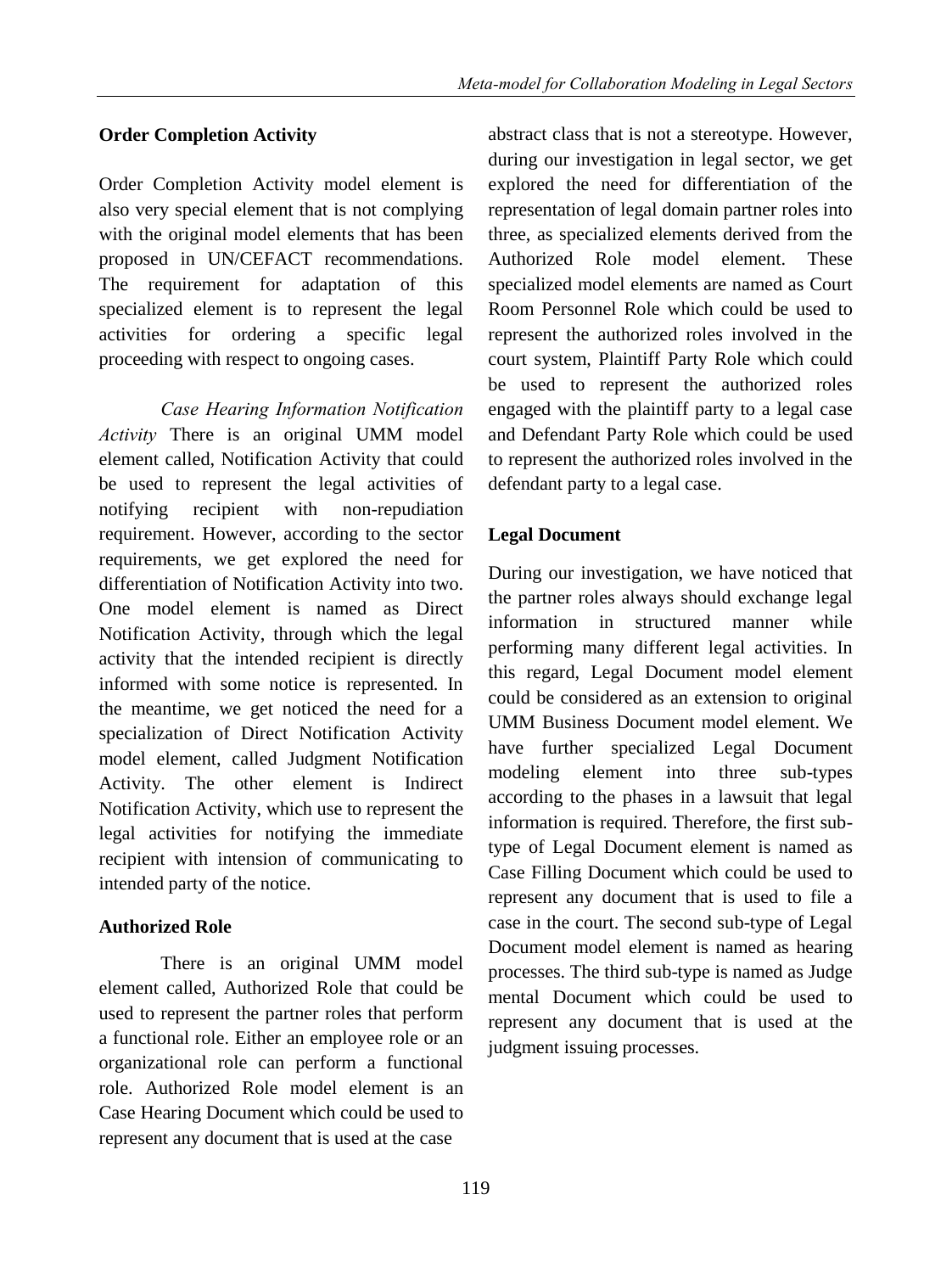**Order Completion Activity**

Order Completion Activity model element is also very special element that is not complying with the original model elements that has been proposed in UN/CEFACT recommendations. The requirement for adaptation of this specialized element is to represent the legal activities for ordering a specific legal proceeding with respect to ongoing cases.

*Case Hearing Information Notification Activity* There is an original UMM model element called, Notification Activity that could be used to represent the legal activities of notifying recipient with non-repudiation requirement. However, according to the sector requirements, we get explored the need for differentiation of Notification Activity into two. One model element is named as Direct Notification Activity, through which the legal activity that the intended recipient is directly informed with some notice is represented. In the meantime, we get noticed the need for a specialization of Direct Notification Activity model element, called Judgment Notification Activity. The other element is Indirect Notification Activity, which use to represent the legal activities for notifying the immediate recipient with intension of communicating to intended party of the notice.

**Authorized Role**

There is an original UMM model element called, Authorized Role that could be used to represent the partner roles that perform a functional role. Either an employee role or an organizational role can perform a functional role. Authorized Role model element is an Case Hearing Document which could be used to represent any document that is used at the case

abstract class that is not a stereotype. However, during our investigation in legal sector, we get explored the need for differentiation of the representation of legal domain partner roles into three, as specialized elements derived from the Authorized Role model element. These specialized model elements are named as Court Room Personnel Role which could be used to represent the authorized roles involved in the court system, Plaintiff Party Role which could be used to represent the authorized roles engaged with the plaintiff party to a legal case and Defendant Party Role which could be used to represent the authorized roles involved in the defendant party to a legal case.

**Legal Document**

During our investigation, we have noticed that the partner roles always should exchange legal information in structured manner while performing many different legal activities. In this regard, Legal Document model element could be considered as an extension to original UMM Business Document model element. We have further specialized Legal Document modeling element into three sub-types according to the phases in a lawsuit that legal information is required. Therefore, the first sub-type of Legal Document element is named as Case Filling Document which could be used to represent any document that is used to file a case in the court. The second sub-type of Legal Document model element is named as hearing processes. The third sub-type is named as Judge mental Document which could be used to represent any document that is used at the judgment issuing processes.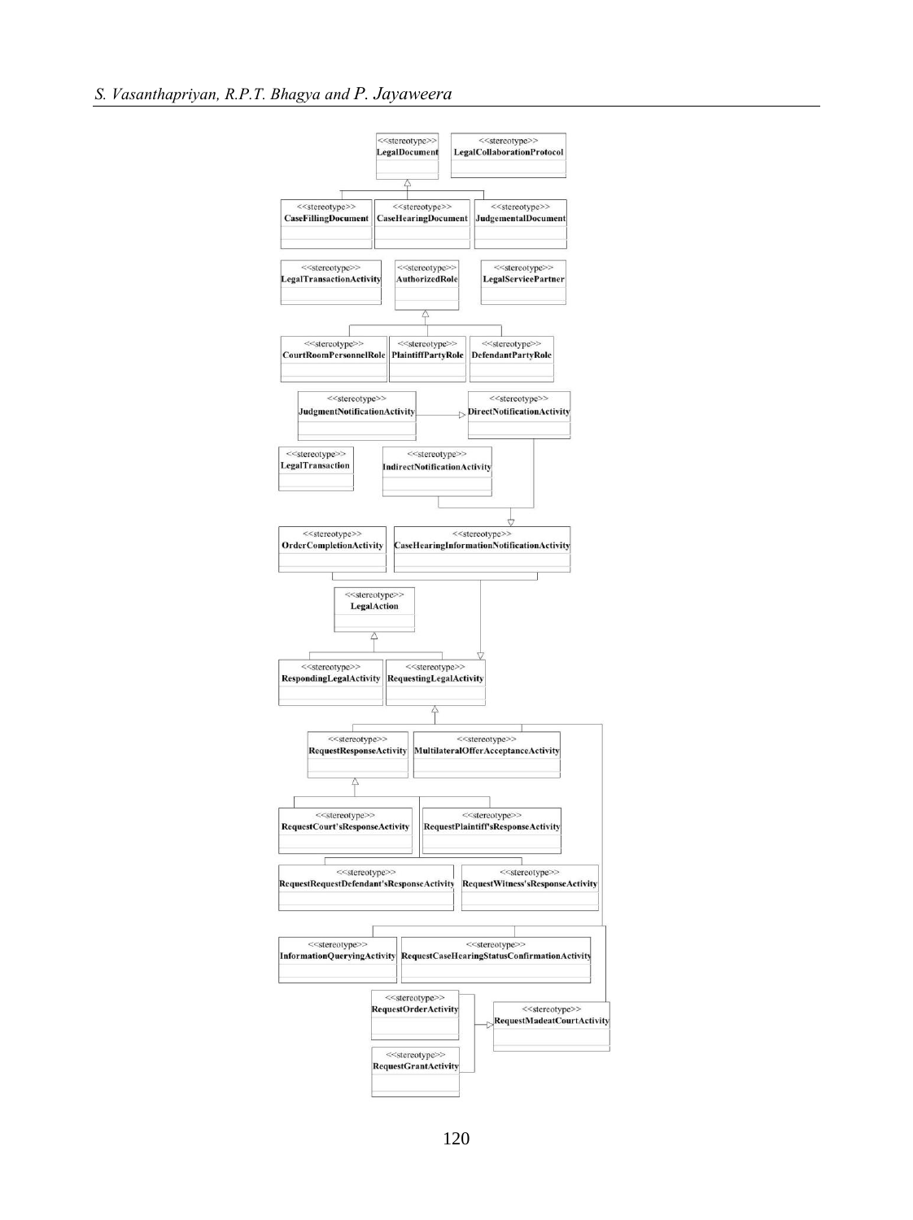<<stereotype>> LegalDocument

<<stereotype>> LegalCollaborationProtocol

<<stereotype>> CaseFillingDocument

<<stereotype>> CaseHearingDocument

<<stereotype>> JudgementalDocument

<<stereotype>> LegalTransactionActivity

<<stereotype>> AuthorizedRole

<<stereotype>> LegalServicePartner

<<stereotype>> CourtRoomPersonnelRole

<<stereotype>> PlaintiffPartyRole

<<stereotype>> DefendantPartyRole

<<stereotype>> JudgmentNotificationActivity

<<stereotype>> DirectNotificationActivity

<<stereotype>> LegalTransaction

<<stereotype>> IndirectNotificationActivity

<<stereotype>> OrderCompletionActivity

<<stereotype>> CaseHearingInformationNotificationActivity

<<stereotype>> LegalAction

<<stereotype>> RespondingLegalActivity

<<stereotype>> RequestingLegalActivity

<<stereotype>> RequestResponseActivity

<<stereotype>> MultilateralOfferAcceptanceActivity

<<stereotype>> RequestCourt'sResponseActivity

<<stereotype>> RequestPlaintiff'sResponseActivity

<<stereotype>> RequestRequestDefendant'sResponseActivity

<<stereotype>> RequestWitness'sResponseActivity

<<stereotype>> InformationQueryingActivity

<<stereotype>> RequestCaseHearingStatusConfirmationActivity

<<stereotype>> RequestOrderActivity

<<stereotype>> RequestMadeatCourtActivity

<<stereotype>> RequestGrantActivity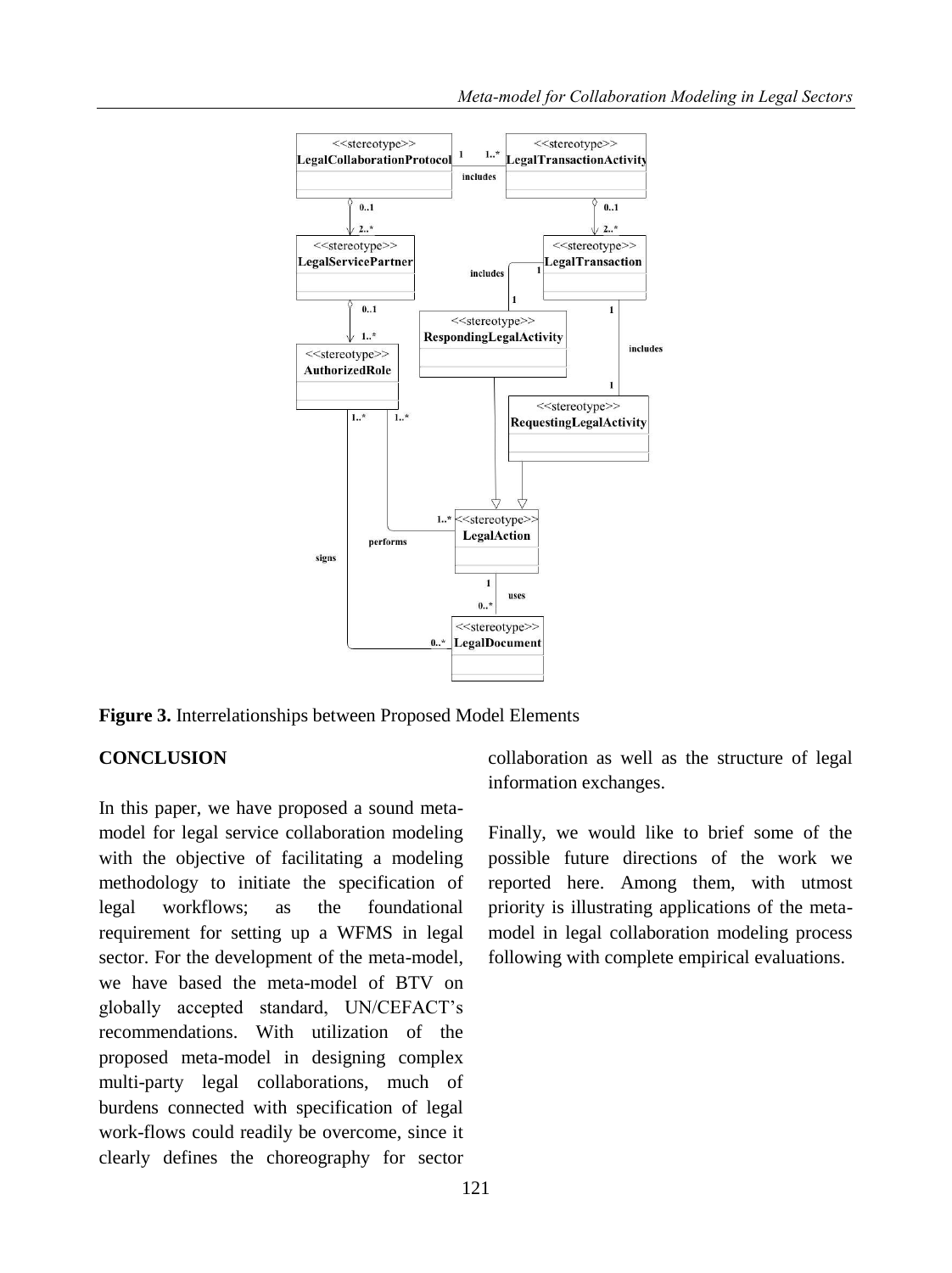**Figure 3.** Interrelationships between Proposed Model Elements

## CONCLUSION

In this paper, we have proposed a sound meta-model for legal service collaboration modeling with the objective of facilitating a modeling methodology to initiate the specification of legal workflows; as the foundational requirement for setting up a WFMS in legal sector. For the development of the meta-model, we have based the meta-model of BTV on globally accepted standard, UN/CEFACT's recommendations. With utilization of the proposed meta-model in designing complex multi-party legal collaborations, much of burdens connected with specification of legal work-flows could readily be overcome, since it clearly defines the choreography for sector collaboration as well as the structure of legal information exchanges.

Finally, we would like to brief some of the possible future directions of the work we reported here. Among them, with utmost priority is illustrating applications of the meta-model in legal collaboration modeling process following with complete empirical evaluations.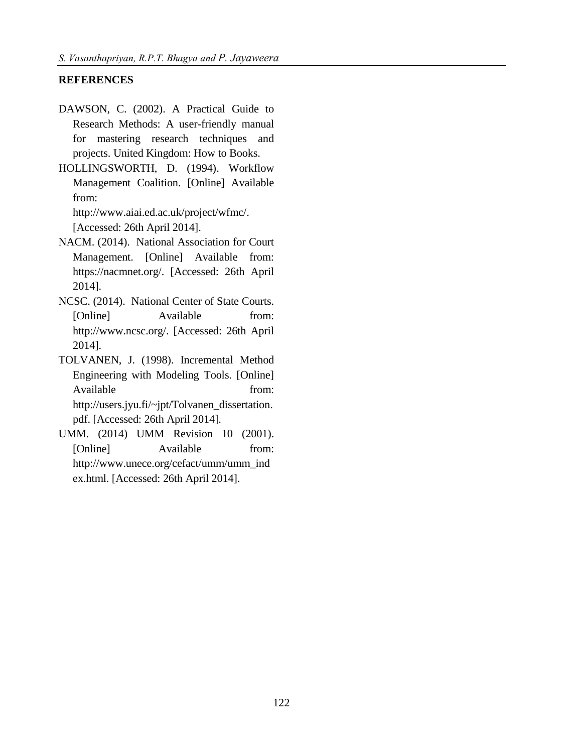## REFERENCES

DAWSON, C. (2002). A Practical Guide to Research Methods: A user-friendly manual for mastering research techniques and projects. United Kingdom: How to Books.

HOLLINGSWORTH, D. (1994). Workflow Management Coalition. [Online] Available from: http://www.aiai.ed.ac.uk/project/wfmc/. [Accessed: 26th April 2014].

NACM. (2014). National Association for Court Management. [Online] Available from: https://nacmnet.org/. [Accessed: 26th April 2014].

NCSC. (2014). National Center of State Courts. [Online] Available from: http://www.ncsc.org/. [Accessed: 26th April 2014].

TOLVANEN, J. (1998). Incremental Method Engineering with Modeling Tools. [Online] Available from: http://users.jyu.fi/~jpt/Tolvanen_dissertation.pdf. [Accessed: 26th April 2014].

UMM. (2014) UMM Revision 10 (2001). [Online] Available from: http://www.unece.org/cefact/umm/umm_index.html. [Accessed: 26th April 2014].